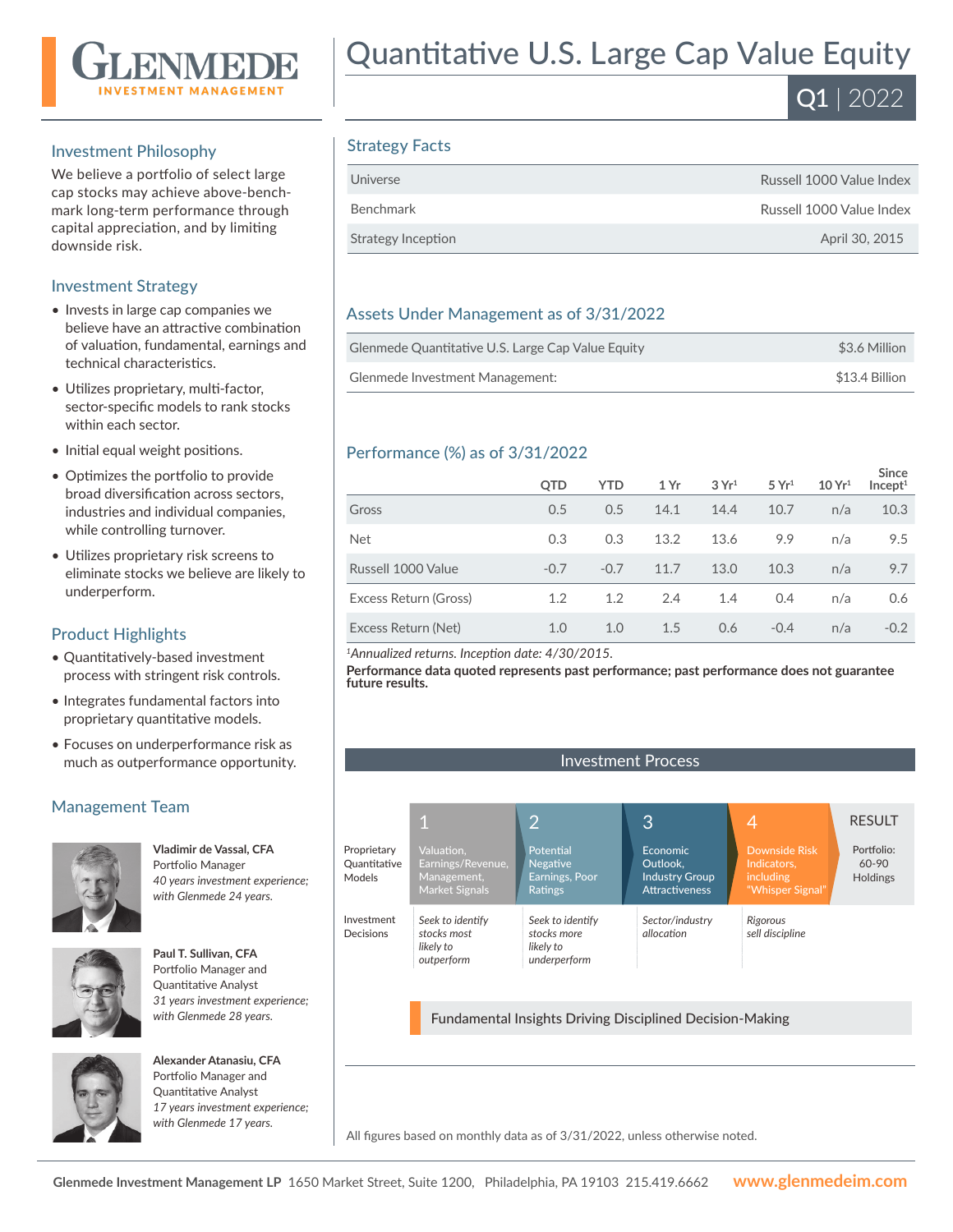# GLENMEDE INVESTMENT MANAGEMENT

# Quantitative U.S. Large Cap Value Equity

**Q1** | 2022

## Investment Philosophy

We believe a portfolio of select large cap stocks may achieve above-benchmark long-term performance through capital appreciation, and by limiting downside risk.

## Investment Strategy

- Invests in large cap companies we believe have an attractive combination of valuation, fundamental, earnings and technical characteristics.
- Utilizes proprietary, multi-factor, sector-specific models to rank stocks within each sector.
- Initial equal weight positions.
- Optimizes the portfolio to provide broad diversification across sectors, industries and individual companies, while controlling turnover.
- Utilizes proprietary risk screens to eliminate stocks we believe are likely to underperform.

## Product Highlights

- Quantitatively-based investment process with stringent risk controls.
- Integrates fundamental factors into proprietary quantitative models.
- Focuses on underperformance risk as much as outperformance opportunity.

## Management Team

**Vladimir de Vassal, CFA**
Portfolio Manager
*40 years investment experience; with Glenmede 24 years.*

**Paul T. Sullivan, CFA**
Portfolio Manager and Quantitative Analyst
*31 years investment experience; with Glenmede 28 years.*

**Alexander Atanasiu, CFA**
Portfolio Manager and Quantitative Analyst
*17 years investment experience; with Glenmede 17 years.*

## Strategy Facts

| | |
|---|---|
| Universe | Russell 1000 Value Index |
| Benchmark | Russell 1000 Value Index |
| Strategy Inception | April 30, 2015 |

## Assets Under Management as of 3/31/2022

| | |
|---|---|
| Glenmede Quantitative U.S. Large Cap Value Equity | $3.6 Million |
| Glenmede Investment Management: | $13.4 Billion |

## Performance (%) as of 3/31/2022

| | QTD | YTD | 1 Yr | 3 Yr[1] | 5 Yr[1] | 10 Yr[1] | Since Incept[1] |
|---|---|---|---|---|---|---|---|
| Gross | 0.5 | 0.5 | 14.1 | 14.4 | 10.7 | n/a | 10.3 |
| Net | 0.3 | 0.3 | 13.2 | 13.6 | 9.9 | n/a | 9.5 |
| Russell 1000 Value | -0.7 | -0.7 | 11.7 | 13.0 | 10.3 | n/a | 9.7 |
| Excess Return (Gross) | 1.2 | 1.2 | 2.4 | 1.4 | 0.4 | n/a | 0.6 |
| Excess Return (Net) | 1.0 | 1.0 | 1.5 | 0.6 | -0.4 | n/a | -0.2 |

[1]*Annualized returns. Inception date: 4/30/2015.*

**Performance data quoted represents past performance; past performance does not guarantee future results.**

## Investment Process

| | 1 | 2 | 3 | 4 | RESULT |
|---|---|---|---|---|---|
| Proprietary Quantitative Models | Valuation, Earnings/Revenue, Management, Market Signals | Potential Negative Earnings, Poor Ratings | Economic Outlook, Industry Group Attractiveness | Downside Risk Indicators, including "Whisper Signal" | Portfolio: 60-90 Holdings |
| Investment Decisions | *Seek to identify stocks most likely to outperform* | *Seek to identify stocks more likely to underperform* | *Sector/industry allocation* | *Rigorous sell discipline* | |

Fundamental Insights Driving Disciplined Decision-Making

All figures based on monthly data as of 3/31/2022, unless otherwise noted.

**Glenmede Investment Management LP** 1650 Market Street, Suite 1200, Philadelphia, PA 19103 215.419.6662 **www.glenmedeim.com**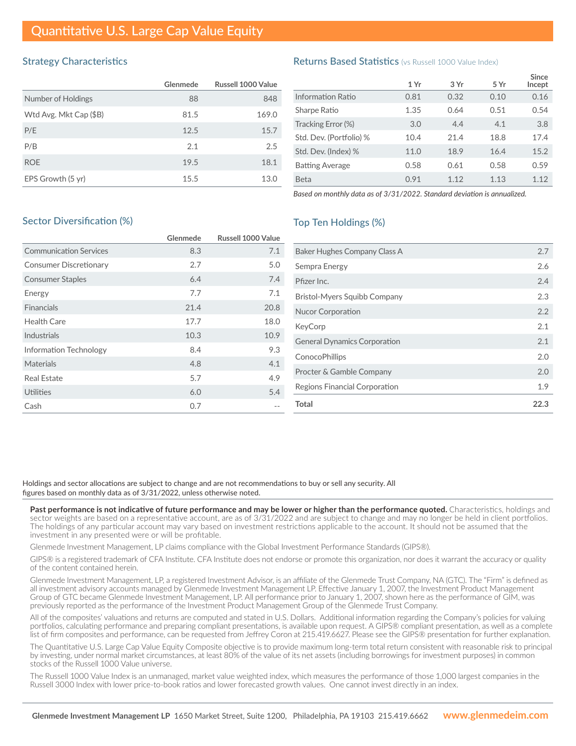# Quantitative U.S. Large Cap Value Equity

## Strategy Characteristics

| | Glenmede | Russell 1000 Value |
|---|---|---|
| Number of Holdings | 88 | 848 |
| Wtd Avg. Mkt Cap ($B) | 81.5 | 169.0 |
| P/E | 12.5 | 15.7 |
| P/B | 2.1 | 2.5 |
| ROE | 19.5 | 18.1 |
| EPS Growth (5 yr) | 15.5 | 13.0 |

## Returns Based Statistics (vs Russell 1000 Value Index)

| | 1 Yr | 3 Yr | 5 Yr | Since Incept |
|---|---|---|---|---|
| Information Ratio | 0.81 | 0.32 | 0.10 | 0.16 |
| Sharpe Ratio | 1.35 | 0.64 | 0.51 | 0.54 |
| Tracking Error (%) | 3.0 | 4.4 | 4.1 | 3.8 |
| Std. Dev. (Portfolio) % | 10.4 | 21.4 | 18.8 | 17.4 |
| Std. Dev. (Index) % | 11.0 | 18.9 | 16.4 | 15.2 |
| Batting Average | 0.58 | 0.61 | 0.58 | 0.59 |
| Beta | 0.91 | 1.12 | 1.13 | 1.12 |

*Based on monthly data as of 3/31/2022. Standard deviation is annualized.*

## Sector Diversification (%)

| | Glenmede | Russell 1000 Value |
|---|---|---|
| Communication Services | 8.3 | 7.1 |
| Consumer Discretionary | 2.7 | 5.0 |
| Consumer Staples | 6.4 | 7.4 |
| Energy | 7.7 | 7.1 |
| Financials | 21.4 | 20.8 |
| Health Care | 17.7 | 18.0 |
| Industrials | 10.3 | 10.9 |
| Information Technology | 8.4 | 9.3 |
| Materials | 4.8 | 4.1 |
| Real Estate | 5.7 | 4.9 |
| Utilities | 6.0 | 5.4 |
| Cash | 0.7 | -- |

## Top Ten Holdings (%)

| | |
|---|---|
| Baker Hughes Company Class A | 2.7 |
| Sempra Energy | 2.6 |
| Pfizer Inc. | 2.4 |
| Bristol-Myers Squibb Company | 2.3 |
| Nucor Corporation | 2.2 |
| KeyCorp | 2.1 |
| General Dynamics Corporation | 2.1 |
| ConocoPhillips | 2.0 |
| Procter & Gamble Company | 2.0 |
| Regions Financial Corporation | 1.9 |
| **Total** | **22.3** |

Holdings and sector allocations are subject to change and are not recommendations to buy or sell any security. All figures based on monthly data as of 3/31/2022, unless otherwise noted.

**Past performance is not indicative of future performance and may be lower or higher than the performance quoted.** Characteristics, holdings and sector weights are based on a representative account, are as of 3/31/2022 and are subject to change and may no longer be held in client portfolios. The holdings of any particular account may vary based on investment restrictions applicable to the account. It should not be assumed that the investment in any presented were or will be profitable.

Glenmede Investment Management, LP claims compliance with the Global Investment Performance Standards (GIPS®).

GIPS® is a registered trademark of CFA Institute. CFA Institute does not endorse or promote this organization, nor does it warrant the accuracy or quality of the content contained herein.

Glenmede Investment Management, LP, a registered Investment Advisor, is an affiliate of the Glenmede Trust Company, NA (GTC). The "Firm" is defined as all investment advisory accounts managed by Glenmede Investment Management LP. Effective January 1, 2007, the Investment Product Management Group of GTC became Glenmede Investment Management, LP. All performance prior to January 1, 2007, shown here as the performance of GIM, was previously reported as the performance of the Investment Product Management Group of the Glenmede Trust Company.

All of the composites' valuations and returns are computed and stated in U.S. Dollars. Additional information regarding the Company's policies for valuing portfolios, calculating performance and preparing compliant presentations, is available upon request. A GIPS® compliant presentation, as well as a complete list of firm composites and performance, can be requested from Jeffrey Coron at 215.419.6627. Please see the GIPS® presentation for further explanation.

The Quantitative U.S. Large Cap Value Equity Composite objective is to provide maximum long-term total return consistent with reasonable risk to principal by investing, under normal market circumstances, at least 80% of the value of its net assets (including borrowings for investment purposes) in common stocks of the Russell 1000 Value universe.

The Russell 1000 Value Index is an unmanaged, market value weighted index, which measures the performance of those 1,000 largest companies in the Russell 3000 Index with lower price-to-book ratios and lower forecasted growth values. One cannot invest directly in an index.

**Glenmede Investment Management LP** 1650 Market Street, Suite 1200, Philadelphia, PA 19103 215.419.6662 **www.glenmedeim.com**